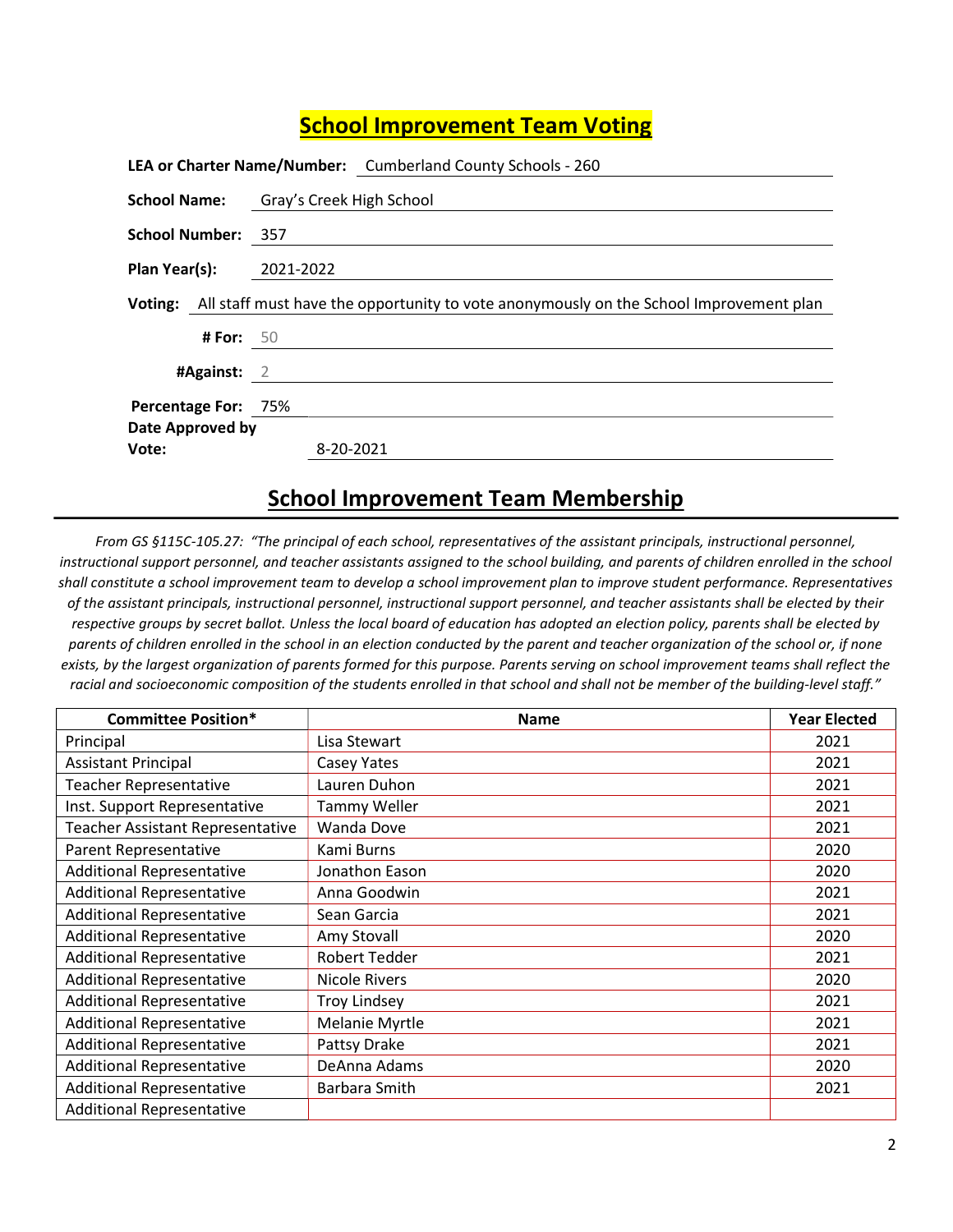# School Improvement Team Voting

**LEA or Charter Name/Number:** Cumberland County Schools - 260

**School Name:** Gray's Creek High School

**School Number:** 357

**Plan Year(s):** 2021-2022

**Voting:** All staff must have the opportunity to vote anonymously on the School Improvement plan

**# For:** 50

**#Against:** 2

**Percentage For:** 75%

**Date Approved by Vote:** 8-20-2021

## School Improvement Team Membership

*From GS §115C-105.27: "The principal of each school, representatives of the assistant principals, instructional personnel, instructional support personnel, and teacher assistants assigned to the school building, and parents of children enrolled in the school shall constitute a school improvement team to develop a school improvement plan to improve student performance. Representatives of the assistant principals, instructional personnel, instructional support personnel, and teacher assistants shall be elected by their respective groups by secret ballot. Unless the local board of education has adopted an election policy, parents shall be elected by parents of children enrolled in the school in an election conducted by the parent and teacher organization of the school or, if none exists, by the largest organization of parents formed for this purpose. Parents serving on school improvement teams shall reflect the racial and socioeconomic composition of the students enrolled in that school and shall not be member of the building-level staff."*

| Committee Position* | Name | Year Elected |
|---|---|---|
| Principal | Lisa Stewart | 2021 |
| Assistant Principal | Casey Yates | 2021 |
| Teacher Representative | Lauren Duhon | 2021 |
| Inst. Support Representative | Tammy Weller | 2021 |
| Teacher Assistant Representative | Wanda Dove | 2021 |
| Parent Representative | Kami Burns | 2020 |
| Additional Representative | Jonathon Eason | 2020 |
| Additional Representative | Anna Goodwin | 2021 |
| Additional Representative | Sean Garcia | 2021 |
| Additional Representative | Amy Stovall | 2020 |
| Additional Representative | Robert Tedder | 2021 |
| Additional Representative | Nicole Rivers | 2020 |
| Additional Representative | Troy Lindsey | 2021 |
| Additional Representative | Melanie Myrtle | 2021 |
| Additional Representative | Pattsy Drake | 2021 |
| Additional Representative | DeAnna Adams | 2020 |
| Additional Representative | Barbara Smith | 2021 |
| Additional Representative | | |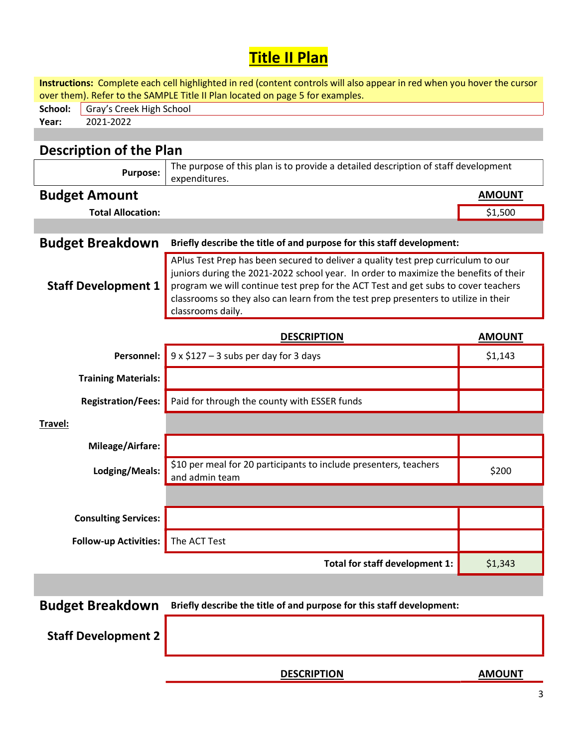# Title II Plan

**Instructions:** Complete each cell highlighted in red (content controls will also appear in red when you hover the cursor over them). Refer to the SAMPLE Title II Plan located on page 5 for examples.

**School:** Gray's Creek High School
**Year:** 2021-2022

## Description of the Plan

| | |
|---|---|
| **Purpose:** | The purpose of this plan is to provide a detailed description of staff development expenditures. |

## Budget Amount

| | AMOUNT |
|---|---|
| **Total Allocation:** | $1,500 |

## Budget Breakdown

**Briefly describe the title of and purpose for this staff development:**

### Staff Development 1

APlus Test Prep has been secured to deliver a quality test prep curriculum to our juniors during the 2021-2022 school year. In order to maximize the benefits of their program we will continue test prep for the ACT Test and get subs to cover teachers classrooms so they also can learn from the test prep presenters to utilize in their classrooms daily.

| | DESCRIPTION | AMOUNT |
|---|---|---|
| **Personnel:** | 9 x $127 – 3 subs per day for 3 days | $1,143 |
| **Training Materials:** | | |
| **Registration/Fees:** | Paid for through the county with ESSER funds | |
| **Travel:** | | |
| **Mileage/Airfare:** | | |
| **Lodging/Meals:** | $10 per meal for 20 participants to include presenters, teachers and admin team | $200 |
| | | |
| **Consulting Services:** | | |
| **Follow-up Activities:** | The ACT Test | |
| | **Total for staff development 1:** | $1,343 |

## Budget Breakdown

**Briefly describe the title of and purpose for this staff development:**

### Staff Development 2

| | DESCRIPTION | AMOUNT |
|---|---|---|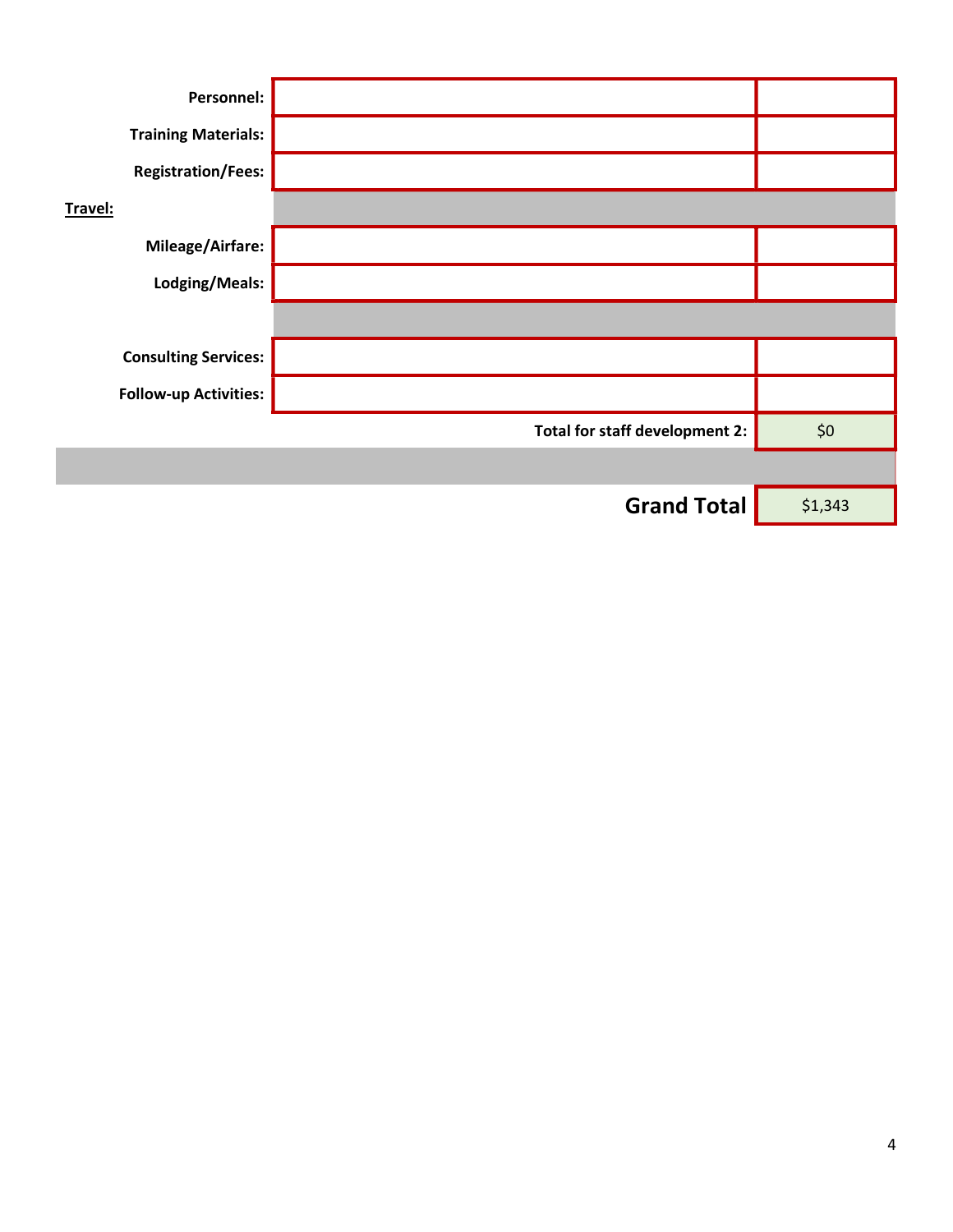| | | |
|---|---|---|
| **Personnel:** | | |
| **Training Materials:** | | |
| **Registration/Fees:** | | |
| **Travel:** | | |
| **Mileage/Airfare:** | | |
| **Lodging/Meals:** | | |
| | | |
| **Consulting Services:** | | |
| **Follow-up Activities:** | | |
| | **Total for staff development 2:** | $0 |
| | | |
| | **Grand Total** | $1,343 |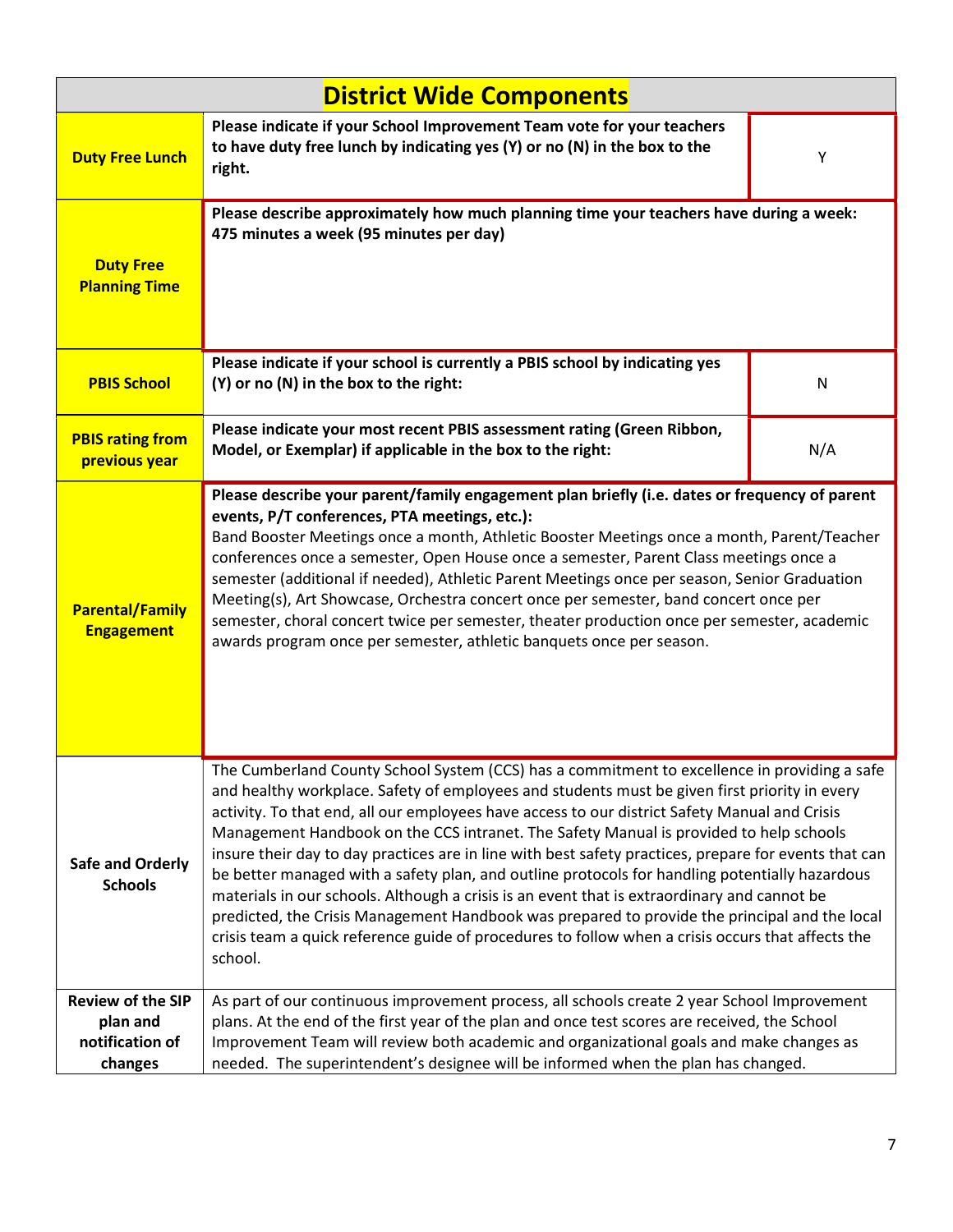| District Wide Components | | |
|---|---|---|
| **Duty Free Lunch** | **Please indicate if your School Improvement Team vote for your teachers to have duty free lunch by indicating yes (Y) or no (N) in the box to the right.** | Y |
| **Duty Free Planning Time** | **Please describe approximately how much planning time your teachers have during a week: 475 minutes a week (95 minutes per day)** | |
| **PBIS School** | **Please indicate if your school is currently a PBIS school by indicating yes (Y) or no (N) in the box to the right:** | N |
| **PBIS rating from previous year** | **Please indicate your most recent PBIS assessment rating (Green Ribbon, Model, or Exemplar) if applicable in the box to the right:** | N/A |
| **Parental/Family Engagement** | **Please describe your parent/family engagement plan briefly (i.e. dates or frequency of parent events, P/T conferences, PTA meetings, etc.):** Band Booster Meetings once a month, Athletic Booster Meetings once a month, Parent/Teacher conferences once a semester, Open House once a semester, Parent Class meetings once a semester (additional if needed), Athletic Parent Meetings once per season, Senior Graduation Meeting(s), Art Showcase, Orchestra concert once per semester, band concert once per semester, choral concert twice per semester, theater production once per semester, academic awards program once per semester, athletic banquets once per season. | |
| **Safe and Orderly Schools** | The Cumberland County School System (CCS) has a commitment to excellence in providing a safe and healthy workplace. Safety of employees and students must be given first priority in every activity. To that end, all our employees have access to our district Safety Manual and Crisis Management Handbook on the CCS intranet. The Safety Manual is provided to help schools insure their day to day practices are in line with best safety practices, prepare for events that can be better managed with a safety plan, and outline protocols for handling potentially hazardous materials in our schools. Although a crisis is an event that is extraordinary and cannot be predicted, the Crisis Management Handbook was prepared to provide the principal and the local crisis team a quick reference guide of procedures to follow when a crisis occurs that affects the school. | |
| **Review of the SIP plan and notification of changes** | As part of our continuous improvement process, all schools create 2 year School Improvement plans. At the end of the first year of the plan and once test scores are received, the School Improvement Team will review both academic and organizational goals and make changes as needed. The superintendent's designee will be informed when the plan has changed. | |